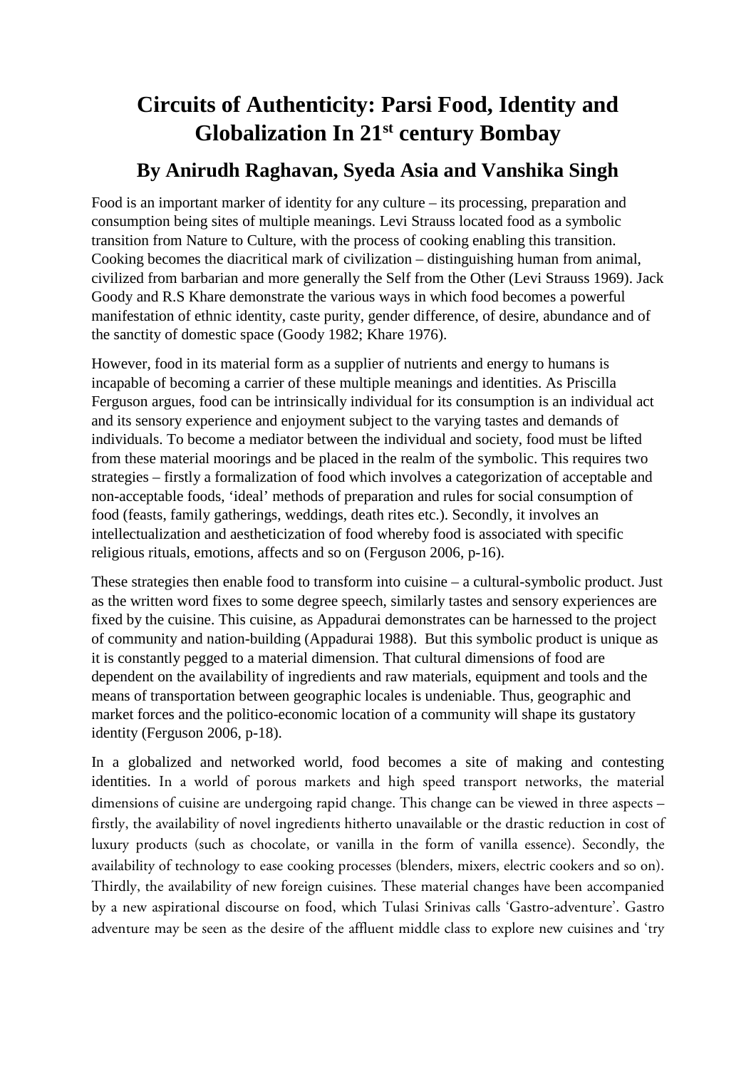# Circuits of Authenticity: Parsi Food, Identity and Globalization In 21st century Bombay

## By Anirudh Raghavan, Syeda Asia and Vanshika Singh

Food is an important marker of identity for any culture – its processing, preparation and consumption being sites of multiple meanings. Levi Strauss located food as a symbolic transition from Nature to Culture, with the process of cooking enabling this transition. Cooking becomes the diacritical mark of civilization – distinguishing human from animal, civilized from barbarian and more generally the Self from the Other (Levi Strauss 1969). Jack Goody and R.S Khare demonstrate the various ways in which food becomes a powerful manifestation of ethnic identity, caste purity, gender difference, of desire, abundance and of the sanctity of domestic space (Goody 1982; Khare 1976).

However, food in its material form as a supplier of nutrients and energy to humans is incapable of becoming a carrier of these multiple meanings and identities. As Priscilla Ferguson argues, food can be intrinsically individual for its consumption is an individual act and its sensory experience and enjoyment subject to the varying tastes and demands of individuals. To become a mediator between the individual and society, food must be lifted from these material moorings and be placed in the realm of the symbolic. This requires two strategies – firstly a formalization of food which involves a categorization of acceptable and non-acceptable foods, 'ideal' methods of preparation and rules for social consumption of food (feasts, family gatherings, weddings, death rites etc.). Secondly, it involves an intellectualization and aestheticization of food whereby food is associated with specific religious rituals, emotions, affects and so on (Ferguson 2006, p-16).

These strategies then enable food to transform into cuisine – a cultural-symbolic product. Just as the written word fixes to some degree speech, similarly tastes and sensory experiences are fixed by the cuisine. This cuisine, as Appadurai demonstrates can be harnessed to the project of community and nation-building (Appadurai 1988). But this symbolic product is unique as it is constantly pegged to a material dimension. That cultural dimensions of food are dependent on the availability of ingredients and raw materials, equipment and tools and the means of transportation between geographic locales is undeniable. Thus, geographic and market forces and the politico-economic location of a community will shape its gustatory identity (Ferguson 2006, p-18).

In a globalized and networked world, food becomes a site of making and contesting identities. In a world of porous markets and high speed transport networks, the material dimensions of cuisine are undergoing rapid change. This change can be viewed in three aspects – firstly, the availability of novel ingredients hitherto unavailable or the drastic reduction in cost of luxury products (such as chocolate, or vanilla in the form of vanilla essence). Secondly, the availability of technology to ease cooking processes (blenders, mixers, electric cookers and so on). Thirdly, the availability of new foreign cuisines. These material changes have been accompanied by a new aspirational discourse on food, which Tulasi Srinivas calls 'Gastro-adventure'. Gastro adventure may be seen as the desire of the affluent middle class to explore new cuisines and 'try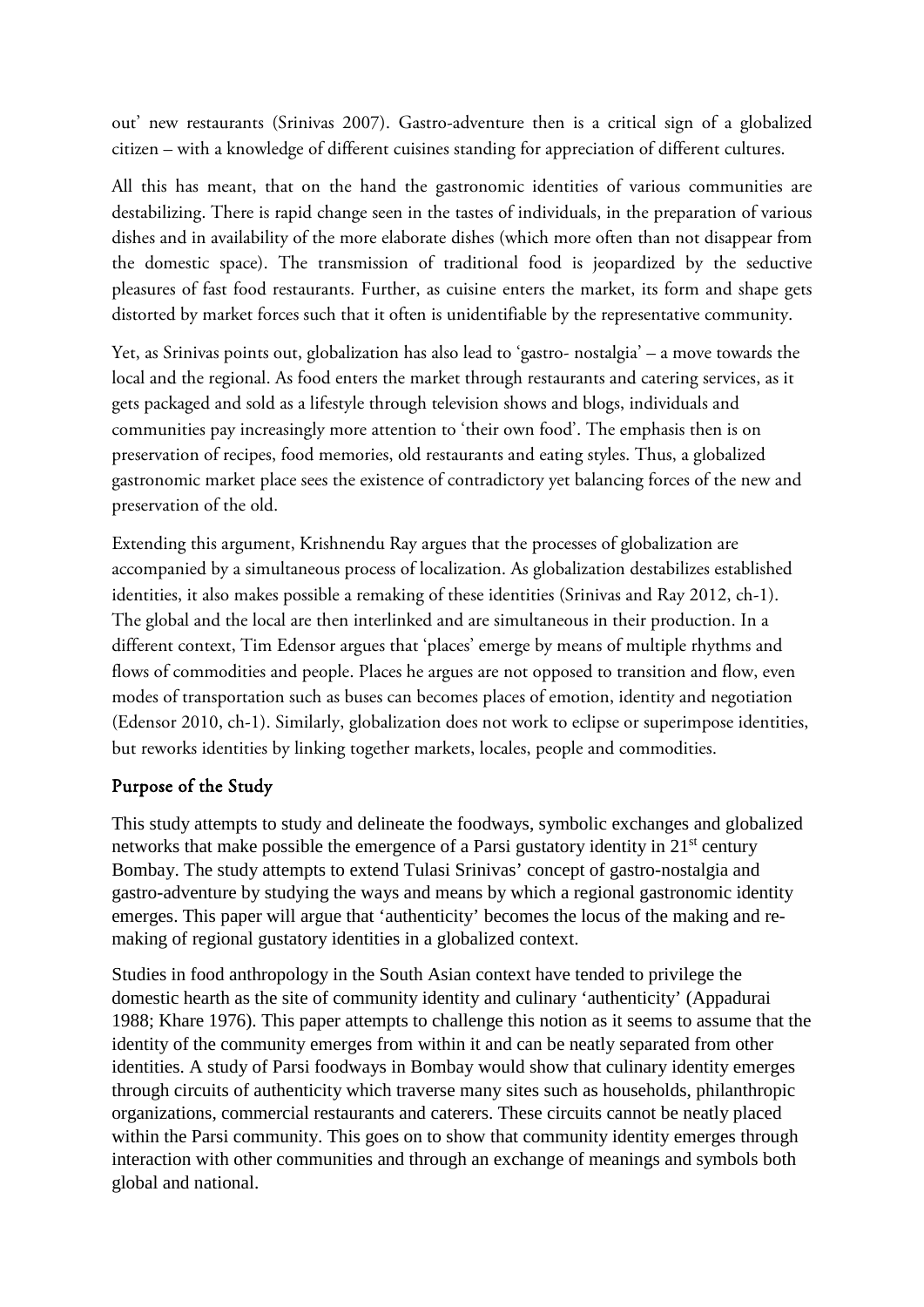out' new restaurants (Srinivas 2007). Gastro-adventure then is a critical sign of a globalized citizen – with a knowledge of different cuisines standing for appreciation of different cultures.

All this has meant, that on the hand the gastronomic identities of various communities are destabilizing. There is rapid change seen in the tastes of individuals, in the preparation of various dishes and in availability of the more elaborate dishes (which more often than not disappear from the domestic space). The transmission of traditional food is jeopardized by the seductive pleasures of fast food restaurants. Further, as cuisine enters the market, its form and shape gets distorted by market forces such that it often is unidentifiable by the representative community.

Yet, as Srinivas points out, globalization has also lead to 'gastro- nostalgia' – a move towards the local and the regional. As food enters the market through restaurants and catering services, as it gets packaged and sold as a lifestyle through television shows and blogs, individuals and communities pay increasingly more attention to 'their own food'. The emphasis then is on preservation of recipes, food memories, old restaurants and eating styles. Thus, a globalized gastronomic market place sees the existence of contradictory yet balancing forces of the new and preservation of the old.

Extending this argument, Krishnendu Ray argues that the processes of globalization are accompanied by a simultaneous process of localization. As globalization destabilizes established identities, it also makes possible a remaking of these identities (Srinivas and Ray 2012, ch-1). The global and the local are then interlinked and are simultaneous in their production. In a different context, Tim Edensor argues that 'places' emerge by means of multiple rhythms and flows of commodities and people. Places he argues are not opposed to transition and flow, even modes of transportation such as buses can becomes places of emotion, identity and negotiation (Edensor 2010, ch-1). Similarly, globalization does not work to eclipse or superimpose identities, but reworks identities by linking together markets, locales, people and commodities.

## Purpose of the Study

This study attempts to study and delineate the foodways, symbolic exchanges and globalized networks that make possible the emergence of a Parsi gustatory identity in 21st century Bombay. The study attempts to extend Tulasi Srinivas' concept of gastro-nostalgia and gastro-adventure by studying the ways and means by which a regional gastronomic identity emerges. This paper will argue that 'authenticity' becomes the locus of the making and re-making of regional gustatory identities in a globalized context.

Studies in food anthropology in the South Asian context have tended to privilege the domestic hearth as the site of community identity and culinary 'authenticity' (Appadurai 1988; Khare 1976). This paper attempts to challenge this notion as it seems to assume that the identity of the community emerges from within it and can be neatly separated from other identities. A study of Parsi foodways in Bombay would show that culinary identity emerges through circuits of authenticity which traverse many sites such as households, philanthropic organizations, commercial restaurants and caterers. These circuits cannot be neatly placed within the Parsi community. This goes on to show that community identity emerges through interaction with other communities and through an exchange of meanings and symbols both global and national.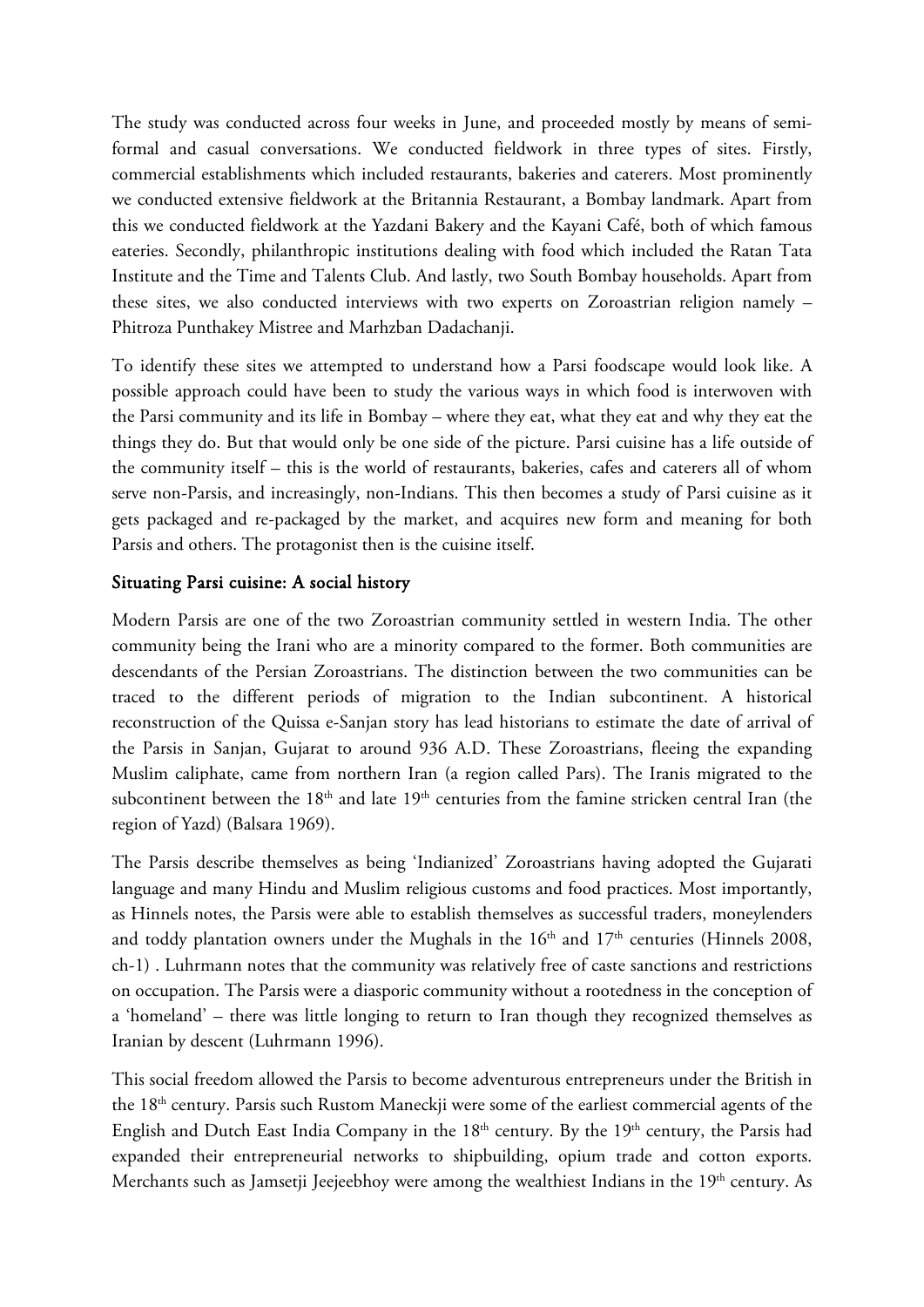The study was conducted across four weeks in June, and proceeded mostly by means of semi-formal and casual conversations. We conducted fieldwork in three types of sites. Firstly, commercial establishments which included restaurants, bakeries and caterers. Most prominently we conducted extensive fieldwork at the Britannia Restaurant, a Bombay landmark. Apart from this we conducted fieldwork at the Yazdani Bakery and the Kayani Café, both of which famous eateries. Secondly, philanthropic institutions dealing with food which included the Ratan Tata Institute and the Time and Talents Club. And lastly, two South Bombay households. Apart from these sites, we also conducted interviews with two experts on Zoroastrian religion namely – Phitroza Punthakey Mistree and Marhzban Dadachanji.

To identify these sites we attempted to understand how a Parsi foodscape would look like. A possible approach could have been to study the various ways in which food is interwoven with the Parsi community and its life in Bombay – where they eat, what they eat and why they eat the things they do. But that would only be one side of the picture. Parsi cuisine has a life outside of the community itself – this is the world of restaurants, bakeries, cafes and caterers all of whom serve non-Parsis, and increasingly, non-Indians. This then becomes a study of Parsi cuisine as it gets packaged and re-packaged by the market, and acquires new form and meaning for both Parsis and others. The protagonist then is the cuisine itself.

## Situating Parsi cuisine: A social history

Modern Parsis are one of the two Zoroastrian community settled in western India. The other community being the Irani who are a minority compared to the former. Both communities are descendants of the Persian Zoroastrians. The distinction between the two communities can be traced to the different periods of migration to the Indian subcontinent. A historical reconstruction of the Quissa e-Sanjan story has lead historians to estimate the date of arrival of the Parsis in Sanjan, Gujarat to around 936 A.D. These Zoroastrians, fleeing the expanding Muslim caliphate, came from northern Iran (a region called Pars). The Iranis migrated to the subcontinent between the 18th and late 19th centuries from the famine stricken central Iran (the region of Yazd) (Balsara 1969).

The Parsis describe themselves as being 'Indianized' Zoroastrians having adopted the Gujarati language and many Hindu and Muslim religious customs and food practices. Most importantly, as Hinnels notes, the Parsis were able to establish themselves as successful traders, moneylenders and toddy plantation owners under the Mughals in the 16th and 17th centuries (Hinnels 2008, ch-1) . Luhrmann notes that the community was relatively free of caste sanctions and restrictions on occupation. The Parsis were a diasporic community without a rootedness in the conception of a 'homeland' – there was little longing to return to Iran though they recognized themselves as Iranian by descent (Luhrmann 1996).

This social freedom allowed the Parsis to become adventurous entrepreneurs under the British in the 18th century. Parsis such Rustom Maneckji were some of the earliest commercial agents of the English and Dutch East India Company in the 18th century. By the 19th century, the Parsis had expanded their entrepreneurial networks to shipbuilding, opium trade and cotton exports. Merchants such as Jamsetji Jeejeebhoy were among the wealthiest Indians in the 19th century. As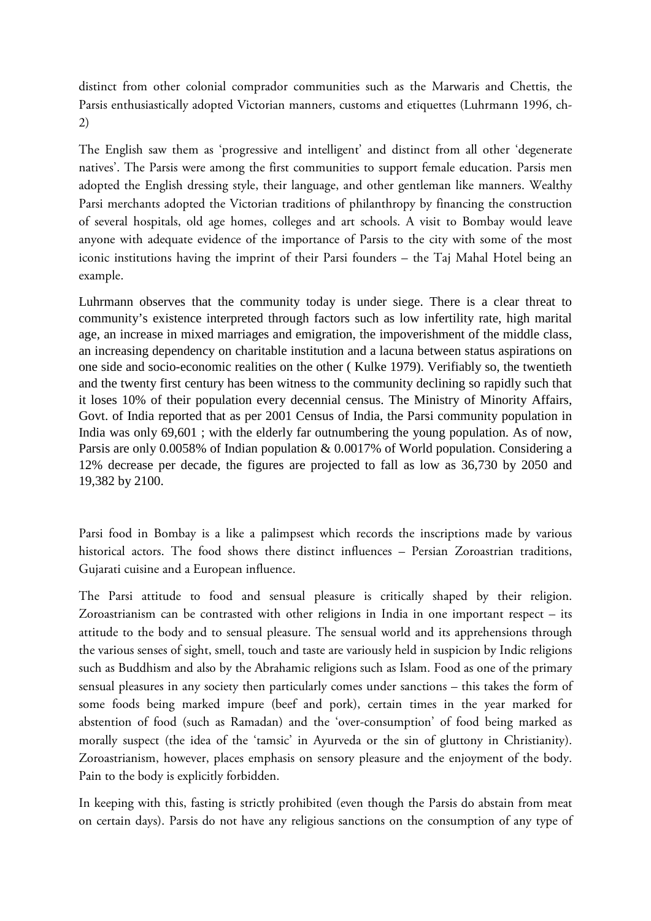distinct from other colonial comprador communities such as the Marwaris and Chettis, the Parsis enthusiastically adopted Victorian manners, customs and etiquettes (Luhrmann 1996, ch-2)

The English saw them as 'progressive and intelligent' and distinct from all other 'degenerate natives'. The Parsis were among the first communities to support female education. Parsis men adopted the English dressing style, their language, and other gentleman like manners. Wealthy Parsi merchants adopted the Victorian traditions of philanthropy by financing the construction of several hospitals, old age homes, colleges and art schools. A visit to Bombay would leave anyone with adequate evidence of the importance of Parsis to the city with some of the most iconic institutions having the imprint of their Parsi founders – the Taj Mahal Hotel being an example.

Luhrmann observes that the community today is under siege. There is a clear threat to community's existence interpreted through factors such as low infertility rate, high marital age, an increase in mixed marriages and emigration, the impoverishment of the middle class, an increasing dependency on charitable institution and a lacuna between status aspirations on one side and socio-economic realities on the other ( Kulke 1979). Verifiably so, the twentieth and the twenty first century has been witness to the community declining so rapidly such that it loses 10% of their population every decennial census. The Ministry of Minority Affairs, Govt. of India reported that as per 2001 Census of India, the Parsi community population in India was only 69,601 ; with the elderly far outnumbering the young population. As of now, Parsis are only 0.0058% of Indian population & 0.0017% of World population. Considering a 12% decrease per decade, the figures are projected to fall as low as 36,730 by 2050 and 19,382 by 2100.

Parsi food in Bombay is a like a palimpsest which records the inscriptions made by various historical actors. The food shows there distinct influences – Persian Zoroastrian traditions, Gujarati cuisine and a European influence.

The Parsi attitude to food and sensual pleasure is critically shaped by their religion. Zoroastrianism can be contrasted with other religions in India in one important respect – its attitude to the body and to sensual pleasure. The sensual world and its apprehensions through the various senses of sight, smell, touch and taste are variously held in suspicion by Indic religions such as Buddhism and also by the Abrahamic religions such as Islam. Food as one of the primary sensual pleasures in any society then particularly comes under sanctions – this takes the form of some foods being marked impure (beef and pork), certain times in the year marked for abstention of food (such as Ramadan) and the 'over-consumption' of food being marked as morally suspect (the idea of the 'tamsic' in Ayurveda or the sin of gluttony in Christianity). Zoroastrianism, however, places emphasis on sensory pleasure and the enjoyment of the body. Pain to the body is explicitly forbidden.

In keeping with this, fasting is strictly prohibited (even though the Parsis do abstain from meat on certain days). Parsis do not have any religious sanctions on the consumption of any type of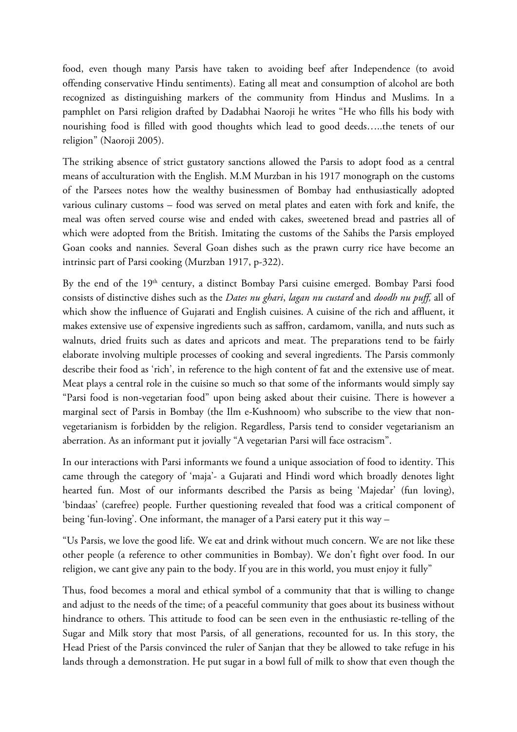food, even though many Parsis have taken to avoiding beef after Independence (to avoid offending conservative Hindu sentiments). Eating all meat and consumption of alcohol are both recognized as distinguishing markers of the community from Hindus and Muslims. In a pamphlet on Parsi religion drafted by Dadabhai Naoroji he writes "He who fills his body with nourishing food is filled with good thoughts which lead to good deeds…..the tenets of our religion" (Naoroji 2005).

The striking absence of strict gustatory sanctions allowed the Parsis to adopt food as a central means of acculturation with the English. M.M Murzban in his 1917 monograph on the customs of the Parsees notes how the wealthy businessmen of Bombay had enthusiastically adopted various culinary customs – food was served on metal plates and eaten with fork and knife, the meal was often served course wise and ended with cakes, sweetened bread and pastries all of which were adopted from the British. Imitating the customs of the Sahibs the Parsis employed Goan cooks and nannies. Several Goan dishes such as the prawn curry rice have become an intrinsic part of Parsi cooking (Murzban 1917, p-322).

By the end of the 19th century, a distinct Bombay Parsi cuisine emerged. Bombay Parsi food consists of distinctive dishes such as the *Dates nu ghari*, *lagan nu custard* and *doodh nu puff,* all of which show the influence of Gujarati and English cuisines. A cuisine of the rich and affluent, it makes extensive use of expensive ingredients such as saffron, cardamom, vanilla, and nuts such as walnuts, dried fruits such as dates and apricots and meat. The preparations tend to be fairly elaborate involving multiple processes of cooking and several ingredients. The Parsis commonly describe their food as 'rich', in reference to the high content of fat and the extensive use of meat. Meat plays a central role in the cuisine so much so that some of the informants would simply say "Parsi food is non-vegetarian food" upon being asked about their cuisine. There is however a marginal sect of Parsis in Bombay (the Ilm e-Kushnoom) who subscribe to the view that non-vegetarianism is forbidden by the religion. Regardless, Parsis tend to consider vegetarianism an aberration. As an informant put it jovially "A vegetarian Parsi will face ostracism".

In our interactions with Parsi informants we found a unique association of food to identity. This came through the category of 'maja'- a Gujarati and Hindi word which broadly denotes light hearted fun. Most of our informants described the Parsis as being 'Majedar' (fun loving), 'bindaas' (carefree) people. Further questioning revealed that food was a critical component of being 'fun-loving'. One informant, the manager of a Parsi eatery put it this way –

"Us Parsis, we love the good life. We eat and drink without much concern. We are not like these other people (a reference to other communities in Bombay). We don't fight over food. In our religion, we cant give any pain to the body. If you are in this world, you must enjoy it fully"

Thus, food becomes a moral and ethical symbol of a community that that is willing to change and adjust to the needs of the time; of a peaceful community that goes about its business without hindrance to others. This attitude to food can be seen even in the enthusiastic re-telling of the Sugar and Milk story that most Parsis, of all generations, recounted for us. In this story, the Head Priest of the Parsis convinced the ruler of Sanjan that they be allowed to take refuge in his lands through a demonstration. He put sugar in a bowl full of milk to show that even though the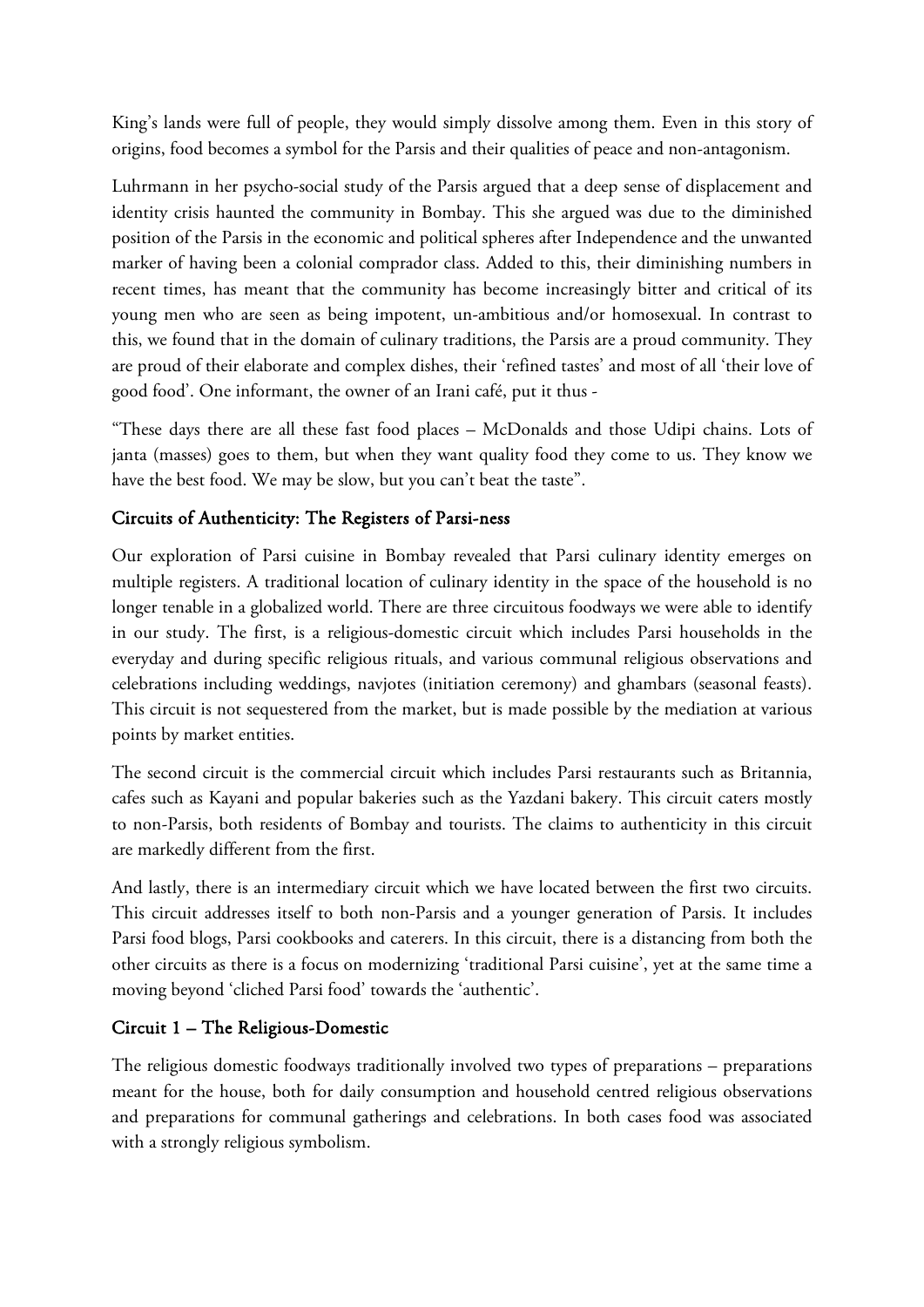King's lands were full of people, they would simply dissolve among them. Even in this story of origins, food becomes a symbol for the Parsis and their qualities of peace and non-antagonism.

Luhrmann in her psycho-social study of the Parsis argued that a deep sense of displacement and identity crisis haunted the community in Bombay. This she argued was due to the diminished position of the Parsis in the economic and political spheres after Independence and the unwanted marker of having been a colonial comprador class. Added to this, their diminishing numbers in recent times, has meant that the community has become increasingly bitter and critical of its young men who are seen as being impotent, un-ambitious and/or homosexual. In contrast to this, we found that in the domain of culinary traditions, the Parsis are a proud community. They are proud of their elaborate and complex dishes, their 'refined tastes' and most of all 'their love of good food'. One informant, the owner of an Irani café, put it thus -

"These days there are all these fast food places – McDonalds and those Udipi chains. Lots of janta (masses) goes to them, but when they want quality food they come to us. They know we have the best food. We may be slow, but you can't beat the taste".

## Circuits of Authenticity: The Registers of Parsi-ness

Our exploration of Parsi cuisine in Bombay revealed that Parsi culinary identity emerges on multiple registers. A traditional location of culinary identity in the space of the household is no longer tenable in a globalized world. There are three circuitous foodways we were able to identify in our study. The first, is a religious-domestic circuit which includes Parsi households in the everyday and during specific religious rituals, and various communal religious observations and celebrations including weddings, navjotes (initiation ceremony) and ghambars (seasonal feasts). This circuit is not sequestered from the market, but is made possible by the mediation at various points by market entities.

The second circuit is the commercial circuit which includes Parsi restaurants such as Britannia, cafes such as Kayani and popular bakeries such as the Yazdani bakery. This circuit caters mostly to non-Parsis, both residents of Bombay and tourists. The claims to authenticity in this circuit are markedly different from the first.

And lastly, there is an intermediary circuit which we have located between the first two circuits. This circuit addresses itself to both non-Parsis and a younger generation of Parsis. It includes Parsi food blogs, Parsi cookbooks and caterers. In this circuit, there is a distancing from both the other circuits as there is a focus on modernizing 'traditional Parsi cuisine', yet at the same time a moving beyond 'cliched Parsi food' towards the 'authentic'.

## Circuit 1 – The Religious-Domestic

The religious domestic foodways traditionally involved two types of preparations – preparations meant for the house, both for daily consumption and household centred religious observations and preparations for communal gatherings and celebrations. In both cases food was associated with a strongly religious symbolism.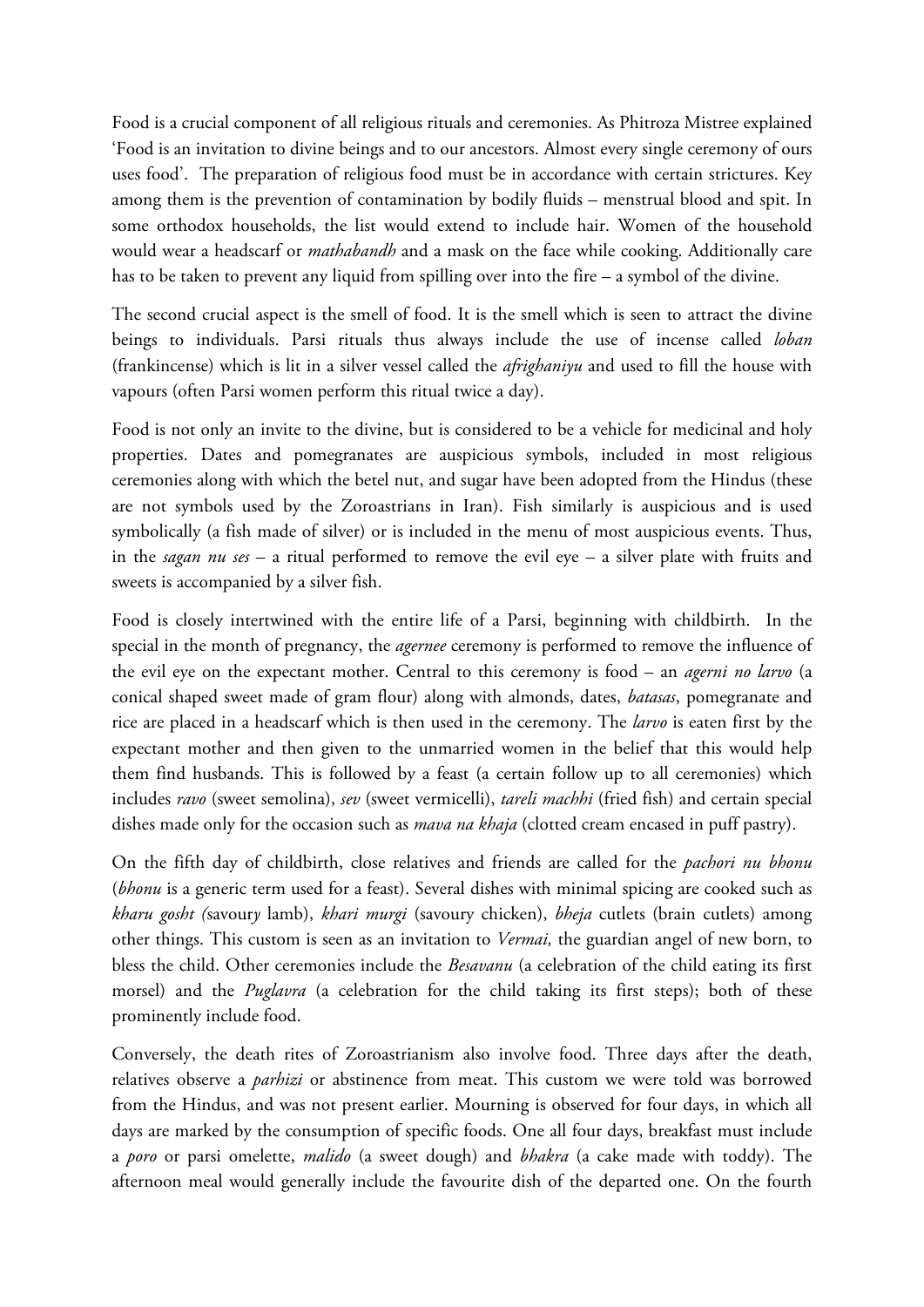Food is a crucial component of all religious rituals and ceremonies. As Phitroza Mistree explained 'Food is an invitation to divine beings and to our ancestors. Almost every single ceremony of ours uses food'. The preparation of religious food must be in accordance with certain strictures. Key among them is the prevention of contamination by bodily fluids – menstrual blood and spit. In some orthodox households, the list would extend to include hair. Women of the household would wear a headscarf or *mathabandh* and a mask on the face while cooking. Additionally care has to be taken to prevent any liquid from spilling over into the fire – a symbol of the divine.

The second crucial aspect is the smell of food. It is the smell which is seen to attract the divine beings to individuals. Parsi rituals thus always include the use of incense called *loban* (frankincense) which is lit in a silver vessel called the *afrighaniyu* and used to fill the house with vapours (often Parsi women perform this ritual twice a day).

Food is not only an invite to the divine, but is considered to be a vehicle for medicinal and holy properties. Dates and pomegranates are auspicious symbols, included in most religious ceremonies along with which the betel nut, and sugar have been adopted from the Hindus (these are not symbols used by the Zoroastrians in Iran). Fish similarly is auspicious and is used symbolically (a fish made of silver) or is included in the menu of most auspicious events. Thus, in the *sagan nu ses* – a ritual performed to remove the evil eye – a silver plate with fruits and sweets is accompanied by a silver fish.

Food is closely intertwined with the entire life of a Parsi, beginning with childbirth. In the special in the month of pregnancy, the *agernee* ceremony is performed to remove the influence of the evil eye on the expectant mother. Central to this ceremony is food – an *agerni no larvo* (a conical shaped sweet made of gram flour) along with almonds, dates, *batasas*, pomegranate and rice are placed in a headscarf which is then used in the ceremony. The *larvo* is eaten first by the expectant mother and then given to the unmarried women in the belief that this would help them find husbands. This is followed by a feast (a certain follow up to all ceremonies) which includes *ravo* (sweet semolina), *sev* (sweet vermicelli), *tareli machhi* (fried fish) and certain special dishes made only for the occasion such as *mava na khaja* (clotted cream encased in puff pastry).

On the fifth day of childbirth, close relatives and friends are called for the *pachori nu bhonu* (*bhonu* is a generic term used for a feast). Several dishes with minimal spicing are cooked such as *kharu gosht (*savoury lamb), *khari murgi* (savoury chicken), *bheja* cutlets (brain cutlets) among other things. This custom is seen as an invitation to *Vermai,* the guardian angel of new born, to bless the child. Other ceremonies include the *Besavanu* (a celebration of the child eating its first morsel) and the *Puglavra* (a celebration for the child taking its first steps); both of these prominently include food.

Conversely, the death rites of Zoroastrianism also involve food. Three days after the death, relatives observe a *parhizi* or abstinence from meat. This custom we were told was borrowed from the Hindus, and was not present earlier. Mourning is observed for four days, in which all days are marked by the consumption of specific foods. One all four days, breakfast must include a *poro* or parsi omelette, *malido* (a sweet dough) and *bhakra* (a cake made with toddy). The afternoon meal would generally include the favourite dish of the departed one. On the fourth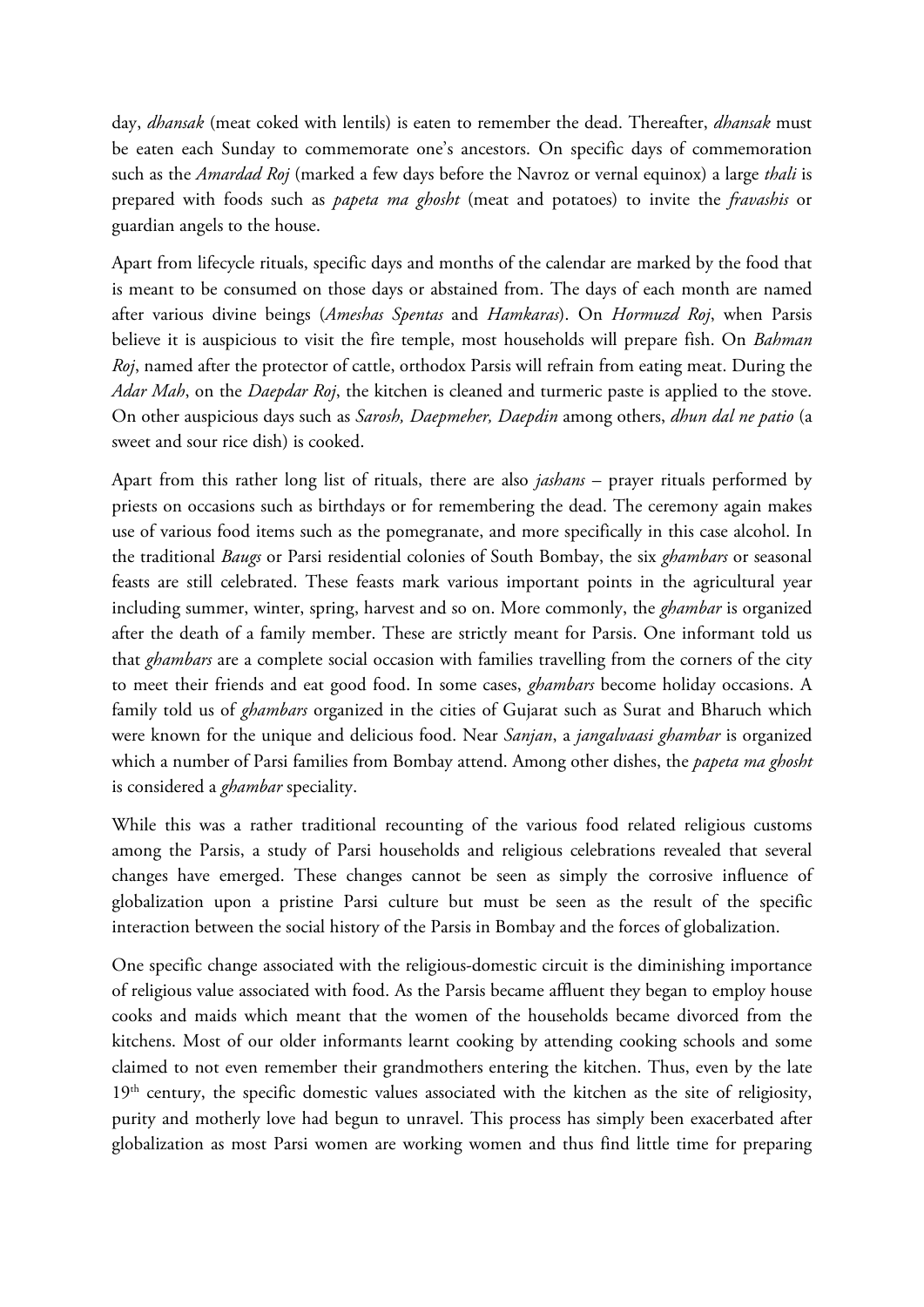day, *dhansak* (meat coked with lentils) is eaten to remember the dead. Thereafter, *dhansak* must be eaten each Sunday to commemorate one's ancestors. On specific days of commemoration such as the *Amardad Roj* (marked a few days before the Navroz or vernal equinox) a large *thali* is prepared with foods such as *papeta ma ghosht* (meat and potatoes) to invite the *fravashis* or guardian angels to the house.

Apart from lifecycle rituals, specific days and months of the calendar are marked by the food that is meant to be consumed on those days or abstained from. The days of each month are named after various divine beings (*Ameshas Spentas* and *Hamkaras*). On *Hormuzd Roj*, when Parsis believe it is auspicious to visit the fire temple, most households will prepare fish. On *Bahman Roj*, named after the protector of cattle, orthodox Parsis will refrain from eating meat. During the *Adar Mah*, on the *Daepdar Roj*, the kitchen is cleaned and turmeric paste is applied to the stove. On other auspicious days such as *Sarosh, Daepmeher, Daepdin* among others, *dhun dal ne patio* (a sweet and sour rice dish) is cooked.

Apart from this rather long list of rituals, there are also *jashans* – prayer rituals performed by priests on occasions such as birthdays or for remembering the dead. The ceremony again makes use of various food items such as the pomegranate, and more specifically in this case alcohol. In the traditional *Baugs* or Parsi residential colonies of South Bombay, the six *ghambars* or seasonal feasts are still celebrated. These feasts mark various important points in the agricultural year including summer, winter, spring, harvest and so on. More commonly, the *ghambar* is organized after the death of a family member. These are strictly meant for Parsis. One informant told us that *ghambars* are a complete social occasion with families travelling from the corners of the city to meet their friends and eat good food. In some cases, *ghambars* become holiday occasions. A family told us of *ghambars* organized in the cities of Gujarat such as Surat and Bharuch which were known for the unique and delicious food. Near *Sanjan*, a *jangalvaasi ghambar* is organized which a number of Parsi families from Bombay attend. Among other dishes, the *papeta ma ghosht* is considered a *ghambar* speciality.

While this was a rather traditional recounting of the various food related religious customs among the Parsis, a study of Parsi households and religious celebrations revealed that several changes have emerged. These changes cannot be seen as simply the corrosive influence of globalization upon a pristine Parsi culture but must be seen as the result of the specific interaction between the social history of the Parsis in Bombay and the forces of globalization.

One specific change associated with the religious-domestic circuit is the diminishing importance of religious value associated with food. As the Parsis became affluent they began to employ house cooks and maids which meant that the women of the households became divorced from the kitchens. Most of our older informants learnt cooking by attending cooking schools and some claimed to not even remember their grandmothers entering the kitchen. Thus, even by the late 19th century, the specific domestic values associated with the kitchen as the site of religiosity, purity and motherly love had begun to unravel. This process has simply been exacerbated after globalization as most Parsi women are working women and thus find little time for preparing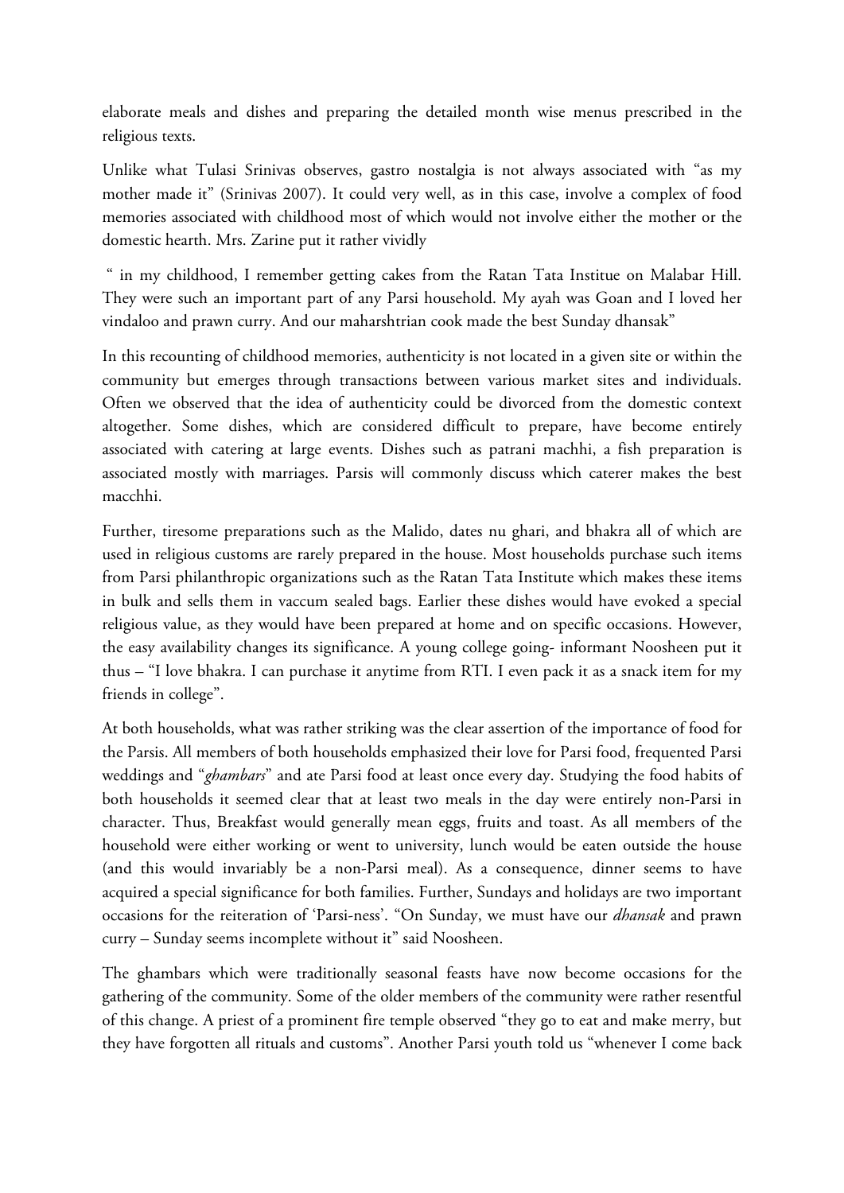elaborate meals and dishes and preparing the detailed month wise menus prescribed in the religious texts.

Unlike what Tulasi Srinivas observes, gastro nostalgia is not always associated with "as my mother made it" (Srinivas 2007). It could very well, as in this case, involve a complex of food memories associated with childhood most of which would not involve either the mother or the domestic hearth. Mrs. Zarine put it rather vividly

" in my childhood, I remember getting cakes from the Ratan Tata Institue on Malabar Hill. They were such an important part of any Parsi household. My ayah was Goan and I loved her vindaloo and prawn curry. And our maharshtrian cook made the best Sunday dhansak"

In this recounting of childhood memories, authenticity is not located in a given site or within the community but emerges through transactions between various market sites and individuals. Often we observed that the idea of authenticity could be divorced from the domestic context altogether. Some dishes, which are considered difficult to prepare, have become entirely associated with catering at large events. Dishes such as patrani machhi, a fish preparation is associated mostly with marriages. Parsis will commonly discuss which caterer makes the best macchhi.

Further, tiresome preparations such as the Malido, dates nu ghari, and bhakra all of which are used in religious customs are rarely prepared in the house. Most households purchase such items from Parsi philanthropic organizations such as the Ratan Tata Institute which makes these items in bulk and sells them in vaccum sealed bags. Earlier these dishes would have evoked a special religious value, as they would have been prepared at home and on specific occasions. However, the easy availability changes its significance. A young college going- informant Noosheen put it thus – "I love bhakra. I can purchase it anytime from RTI. I even pack it as a snack item for my friends in college".

At both households, what was rather striking was the clear assertion of the importance of food for the Parsis. All members of both households emphasized their love for Parsi food, frequented Parsi weddings and "*ghambars*" and ate Parsi food at least once every day. Studying the food habits of both households it seemed clear that at least two meals in the day were entirely non-Parsi in character. Thus, Breakfast would generally mean eggs, fruits and toast. As all members of the household were either working or went to university, lunch would be eaten outside the house (and this would invariably be a non-Parsi meal). As a consequence, dinner seems to have acquired a special significance for both families. Further, Sundays and holidays are two important occasions for the reiteration of 'Parsi-ness'. "On Sunday, we must have our *dhansak* and prawn curry – Sunday seems incomplete without it" said Noosheen.

The ghambars which were traditionally seasonal feasts have now become occasions for the gathering of the community. Some of the older members of the community were rather resentful of this change. A priest of a prominent fire temple observed "they go to eat and make merry, but they have forgotten all rituals and customs". Another Parsi youth told us "whenever I come back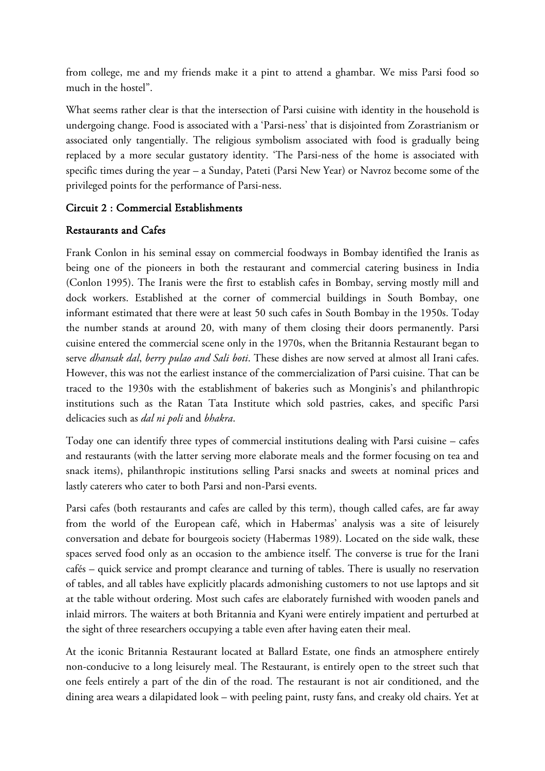from college, me and my friends make it a pint to attend a ghambar. We miss Parsi food so much in the hostel".

What seems rather clear is that the intersection of Parsi cuisine with identity in the household is undergoing change. Food is associated with a 'Parsi-ness' that is disjointed from Zorastrianism or associated only tangentially. The religious symbolism associated with food is gradually being replaced by a more secular gustatory identity. 'The Parsi-ness of the home is associated with specific times during the year – a Sunday, Pateti (Parsi New Year) or Navroz become some of the privileged points for the performance of Parsi-ness.

## Circuit 2 : Commercial Establishments

## Restaurants and Cafes

Frank Conlon in his seminal essay on commercial foodways in Bombay identified the Iranis as being one of the pioneers in both the restaurant and commercial catering business in India (Conlon 1995). The Iranis were the first to establish cafes in Bombay, serving mostly mill and dock workers. Established at the corner of commercial buildings in South Bombay, one informant estimated that there were at least 50 such cafes in South Bombay in the 1950s. Today the number stands at around 20, with many of them closing their doors permanently. Parsi cuisine entered the commercial scene only in the 1970s, when the Britannia Restaurant began to serve *dhansak dal*, *berry pulao and Sali boti*. These dishes are now served at almost all Irani cafes. However, this was not the earliest instance of the commercialization of Parsi cuisine. That can be traced to the 1930s with the establishment of bakeries such as Monginis's and philanthropic institutions such as the Ratan Tata Institute which sold pastries, cakes, and specific Parsi delicacies such as *dal ni poli* and *bhakra*.

Today one can identify three types of commercial institutions dealing with Parsi cuisine – cafes and restaurants (with the latter serving more elaborate meals and the former focusing on tea and snack items), philanthropic institutions selling Parsi snacks and sweets at nominal prices and lastly caterers who cater to both Parsi and non-Parsi events.

Parsi cafes (both restaurants and cafes are called by this term), though called cafes, are far away from the world of the European café, which in Habermas' analysis was a site of leisurely conversation and debate for bourgeois society (Habermas 1989). Located on the side walk, these spaces served food only as an occasion to the ambience itself. The converse is true for the Irani cafés – quick service and prompt clearance and turning of tables. There is usually no reservation of tables, and all tables have explicitly placards admonishing customers to not use laptops and sit at the table without ordering. Most such cafes are elaborately furnished with wooden panels and inlaid mirrors. The waiters at both Britannia and Kyani were entirely impatient and perturbed at the sight of three researchers occupying a table even after having eaten their meal.

At the iconic Britannia Restaurant located at Ballard Estate, one finds an atmosphere entirely non-conducive to a long leisurely meal. The Restaurant, is entirely open to the street such that one feels entirely a part of the din of the road. The restaurant is not air conditioned, and the dining area wears a dilapidated look – with peeling paint, rusty fans, and creaky old chairs. Yet at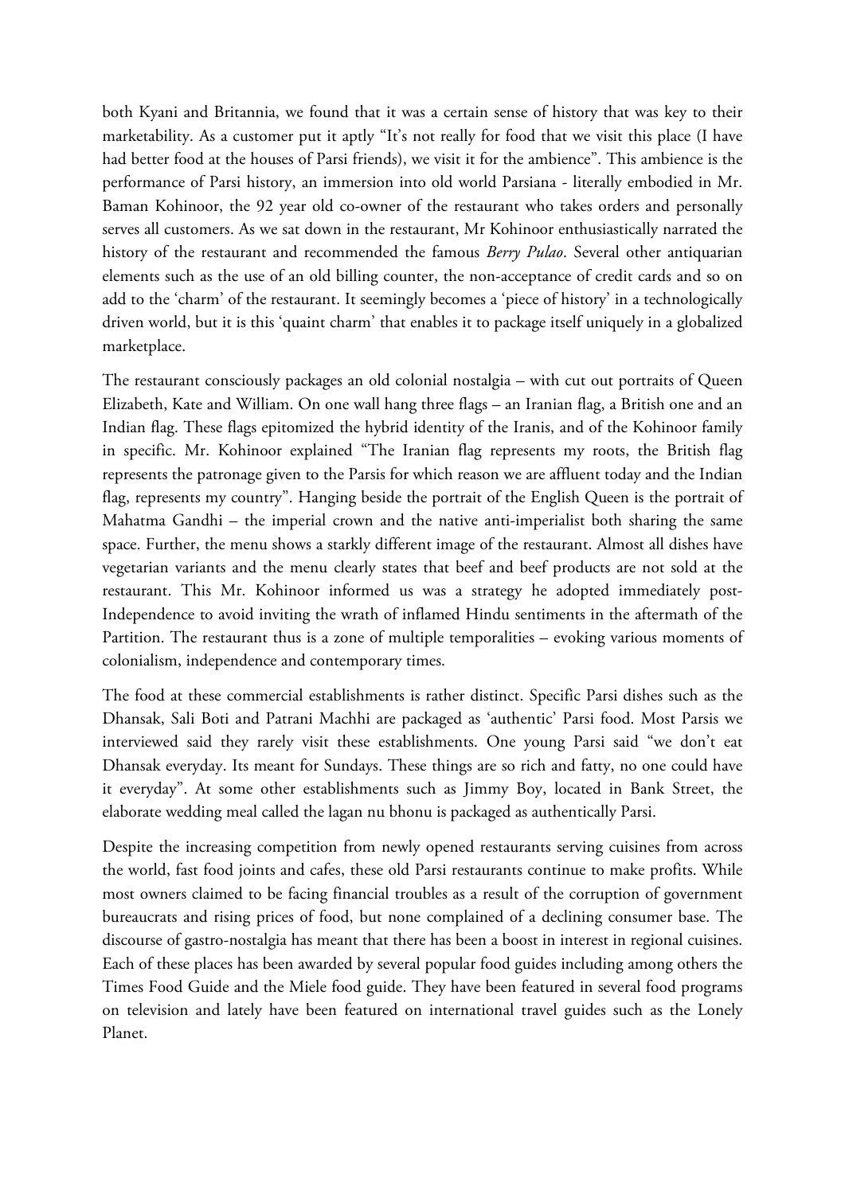both Kyani and Britannia, we found that it was a certain sense of history that was key to their marketability. As a customer put it aptly "It's not really for food that we visit this place (I have had better food at the houses of Parsi friends), we visit it for the ambience". This ambience is the performance of Parsi history, an immersion into old world Parsiana - literally embodied in Mr. Baman Kohinoor, the 92 year old co-owner of the restaurant who takes orders and personally serves all customers. As we sat down in the restaurant, Mr Kohinoor enthusiastically narrated the history of the restaurant and recommended the famous *Berry Pulao*. Several other antiquarian elements such as the use of an old billing counter, the non-acceptance of credit cards and so on add to the 'charm' of the restaurant. It seemingly becomes a 'piece of history' in a technologically driven world, but it is this 'quaint charm' that enables it to package itself uniquely in a globalized marketplace.

The restaurant consciously packages an old colonial nostalgia – with cut out portraits of Queen Elizabeth, Kate and William. On one wall hang three flags – an Iranian flag, a British one and an Indian flag. These flags epitomized the hybrid identity of the Iranis, and of the Kohinoor family in specific. Mr. Kohinoor explained "The Iranian flag represents my roots, the British flag represents the patronage given to the Parsis for which reason we are affluent today and the Indian flag, represents my country". Hanging beside the portrait of the English Queen is the portrait of Mahatma Gandhi – the imperial crown and the native anti-imperialist both sharing the same space. Further, the menu shows a starkly different image of the restaurant. Almost all dishes have vegetarian variants and the menu clearly states that beef and beef products are not sold at the restaurant. This Mr. Kohinoor informed us was a strategy he adopted immediately post-Independence to avoid inviting the wrath of inflamed Hindu sentiments in the aftermath of the Partition. The restaurant thus is a zone of multiple temporalities – evoking various moments of colonialism, independence and contemporary times.

The food at these commercial establishments is rather distinct. Specific Parsi dishes such as the Dhansak, Sali Boti and Patrani Machhi are packaged as 'authentic' Parsi food. Most Parsis we interviewed said they rarely visit these establishments. One young Parsi said "we don't eat Dhansak everyday. Its meant for Sundays. These things are so rich and fatty, no one could have it everyday". At some other establishments such as Jimmy Boy, located in Bank Street, the elaborate wedding meal called the lagan nu bhonu is packaged as authentically Parsi.

Despite the increasing competition from newly opened restaurants serving cuisines from across the world, fast food joints and cafes, these old Parsi restaurants continue to make profits. While most owners claimed to be facing financial troubles as a result of the corruption of government bureaucrats and rising prices of food, but none complained of a declining consumer base. The discourse of gastro-nostalgia has meant that there has been a boost in interest in regional cuisines. Each of these places has been awarded by several popular food guides including among others the Times Food Guide and the Miele food guide. They have been featured in several food programs on television and lately have been featured on international travel guides such as the Lonely Planet.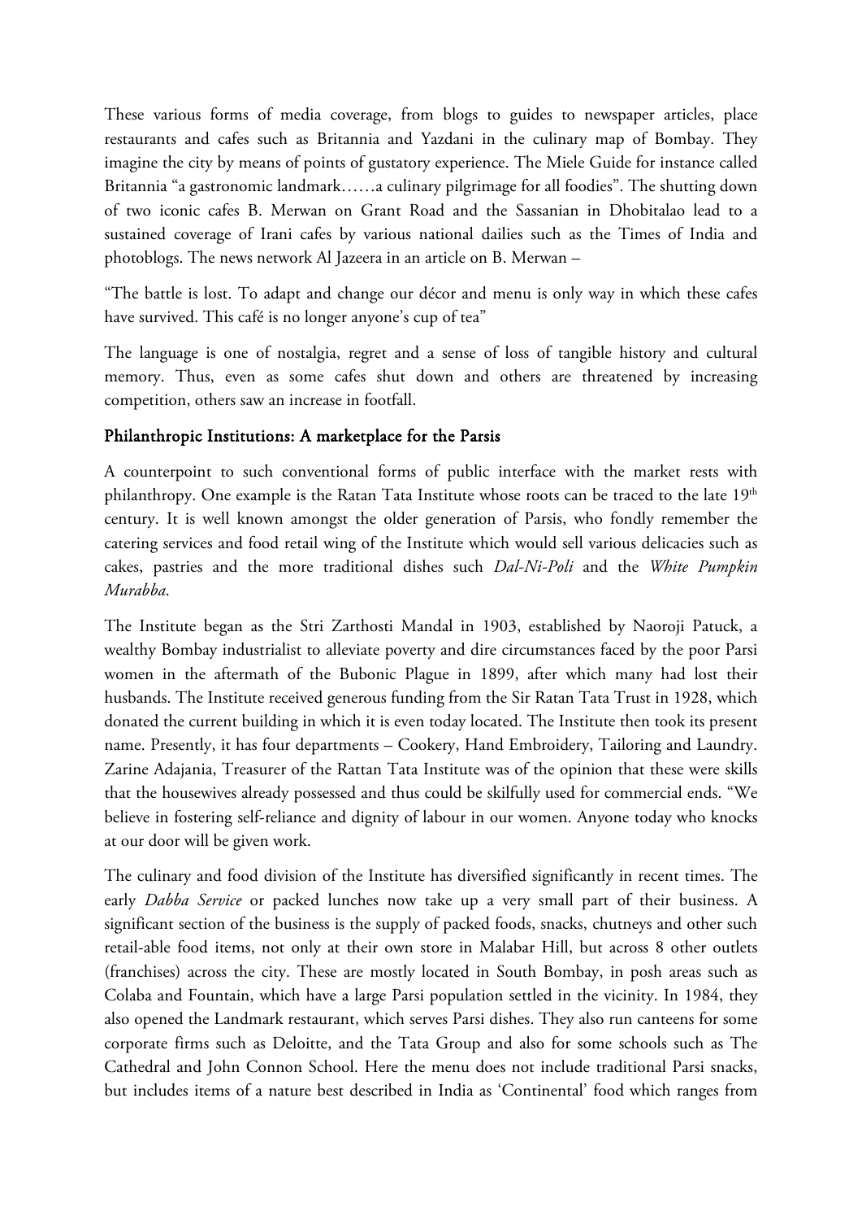These various forms of media coverage, from blogs to guides to newspaper articles, place restaurants and cafes such as Britannia and Yazdani in the culinary map of Bombay. They imagine the city by means of points of gustatory experience. The Miele Guide for instance called Britannia "a gastronomic landmark……a culinary pilgrimage for all foodies". The shutting down of two iconic cafes B. Merwan on Grant Road and the Sassanian in Dhobitalao lead to a sustained coverage of Irani cafes by various national dailies such as the Times of India and photoblogs. The news network Al Jazeera in an article on B. Merwan –

"The battle is lost. To adapt and change our décor and menu is only way in which these cafes have survived. This café is no longer anyone's cup of tea"

The language is one of nostalgia, regret and a sense of loss of tangible history and cultural memory. Thus, even as some cafes shut down and others are threatened by increasing competition, others saw an increase in footfall.

### Philanthropic Institutions: A marketplace for the Parsis

A counterpoint to such conventional forms of public interface with the market rests with philanthropy. One example is the Ratan Tata Institute whose roots can be traced to the late 19th century. It is well known amongst the older generation of Parsis, who fondly remember the catering services and food retail wing of the Institute which would sell various delicacies such as cakes, pastries and the more traditional dishes such *Dal-Ni-Poli* and the *White Pumpkin Murabba*.

The Institute began as the Stri Zarthosti Mandal in 1903, established by Naoroji Patuck, a wealthy Bombay industrialist to alleviate poverty and dire circumstances faced by the poor Parsi women in the aftermath of the Bubonic Plague in 1899, after which many had lost their husbands. The Institute received generous funding from the Sir Ratan Tata Trust in 1928, which donated the current building in which it is even today located. The Institute then took its present name. Presently, it has four departments – Cookery, Hand Embroidery, Tailoring and Laundry. Zarine Adajania, Treasurer of the Rattan Tata Institute was of the opinion that these were skills that the housewives already possessed and thus could be skilfully used for commercial ends. "We believe in fostering self-reliance and dignity of labour in our women. Anyone today who knocks at our door will be given work.

The culinary and food division of the Institute has diversified significantly in recent times. The early *Dabba Service* or packed lunches now take up a very small part of their business. A significant section of the business is the supply of packed foods, snacks, chutneys and other such retail-able food items, not only at their own store in Malabar Hill, but across 8 other outlets (franchises) across the city. These are mostly located in South Bombay, in posh areas such as Colaba and Fountain, which have a large Parsi population settled in the vicinity. In 1984, they also opened the Landmark restaurant, which serves Parsi dishes. They also run canteens for some corporate firms such as Deloitte, and the Tata Group and also for some schools such as The Cathedral and John Connon School. Here the menu does not include traditional Parsi snacks, but includes items of a nature best described in India as 'Continental' food which ranges from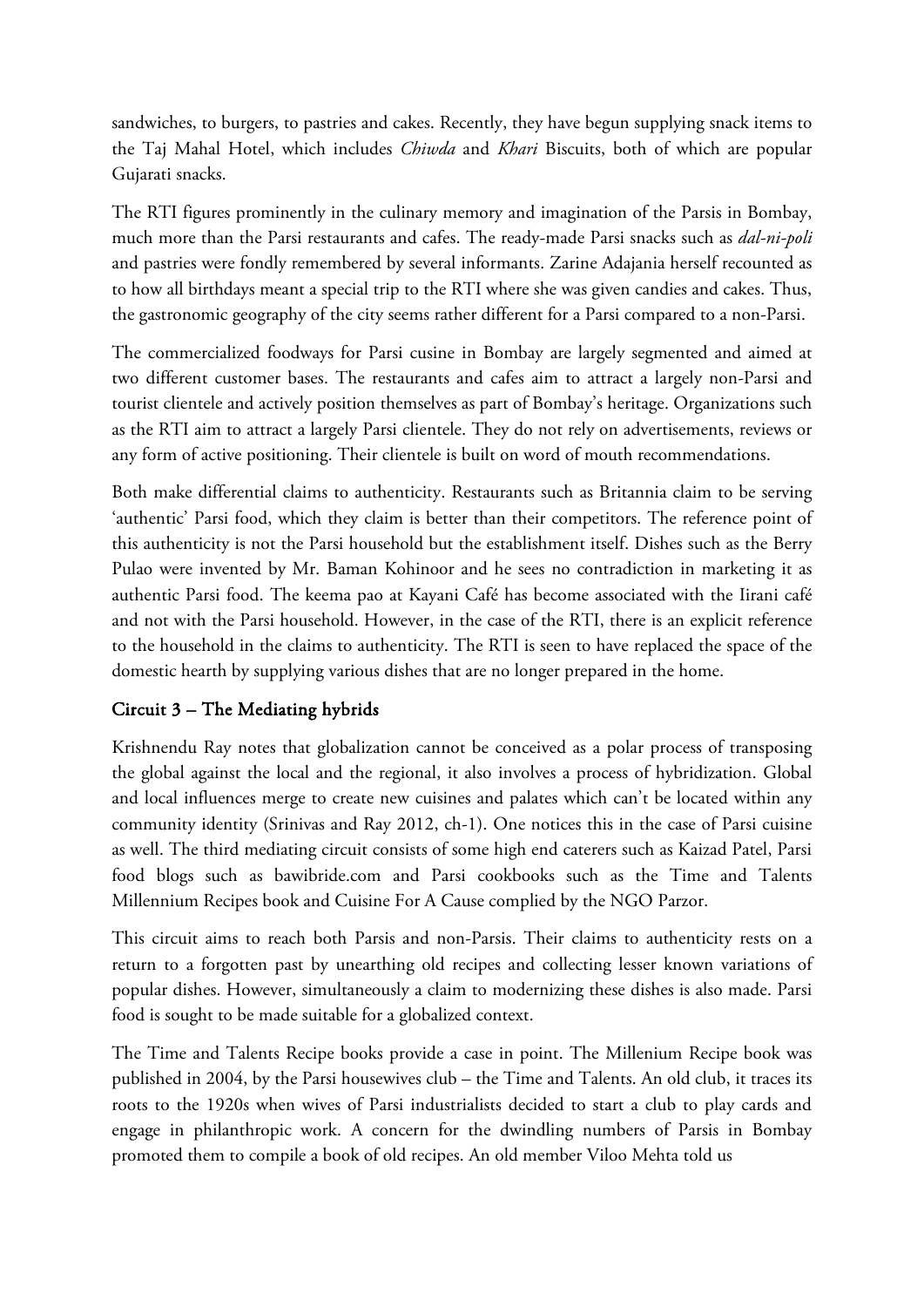sandwiches, to burgers, to pastries and cakes. Recently, they have begun supplying snack items to the Taj Mahal Hotel, which includes *Chiwda* and *Khari* Biscuits, both of which are popular Gujarati snacks.

The RTI figures prominently in the culinary memory and imagination of the Parsis in Bombay, much more than the Parsi restaurants and cafes. The ready-made Parsi snacks such as *dal-ni-poli* and pastries were fondly remembered by several informants. Zarine Adajania herself recounted as to how all birthdays meant a special trip to the RTI where she was given candies and cakes. Thus, the gastronomic geography of the city seems rather different for a Parsi compared to a non-Parsi.

The commercialized foodways for Parsi cusine in Bombay are largely segmented and aimed at two different customer bases. The restaurants and cafes aim to attract a largely non-Parsi and tourist clientele and actively position themselves as part of Bombay's heritage. Organizations such as the RTI aim to attract a largely Parsi clientele. They do not rely on advertisements, reviews or any form of active positioning. Their clientele is built on word of mouth recommendations.

Both make differential claims to authenticity. Restaurants such as Britannia claim to be serving 'authentic' Parsi food, which they claim is better than their competitors. The reference point of this authenticity is not the Parsi household but the establishment itself. Dishes such as the Berry Pulao were invented by Mr. Baman Kohinoor and he sees no contradiction in marketing it as authentic Parsi food. The keema pao at Kayani Café has become associated with the Iirani café and not with the Parsi household. However, in the case of the RTI, there is an explicit reference to the household in the claims to authenticity. The RTI is seen to have replaced the space of the domestic hearth by supplying various dishes that are no longer prepared in the home.

## Circuit 3 – The Mediating hybrids

Krishnendu Ray notes that globalization cannot be conceived as a polar process of transposing the global against the local and the regional, it also involves a process of hybridization. Global and local influences merge to create new cuisines and palates which can't be located within any community identity (Srinivas and Ray 2012, ch-1). One notices this in the case of Parsi cuisine as well. The third mediating circuit consists of some high end caterers such as Kaizad Patel, Parsi food blogs such as bawibride.com and Parsi cookbooks such as the Time and Talents Millennium Recipes book and Cuisine For A Cause complied by the NGO Parzor.

This circuit aims to reach both Parsis and non-Parsis. Their claims to authenticity rests on a return to a forgotten past by unearthing old recipes and collecting lesser known variations of popular dishes. However, simultaneously a claim to modernizing these dishes is also made. Parsi food is sought to be made suitable for a globalized context.

The Time and Talents Recipe books provide a case in point. The Millenium Recipe book was published in 2004, by the Parsi housewives club – the Time and Talents. An old club, it traces its roots to the 1920s when wives of Parsi industrialists decided to start a club to play cards and engage in philanthropic work. A concern for the dwindling numbers of Parsis in Bombay promoted them to compile a book of old recipes. An old member Viloo Mehta told us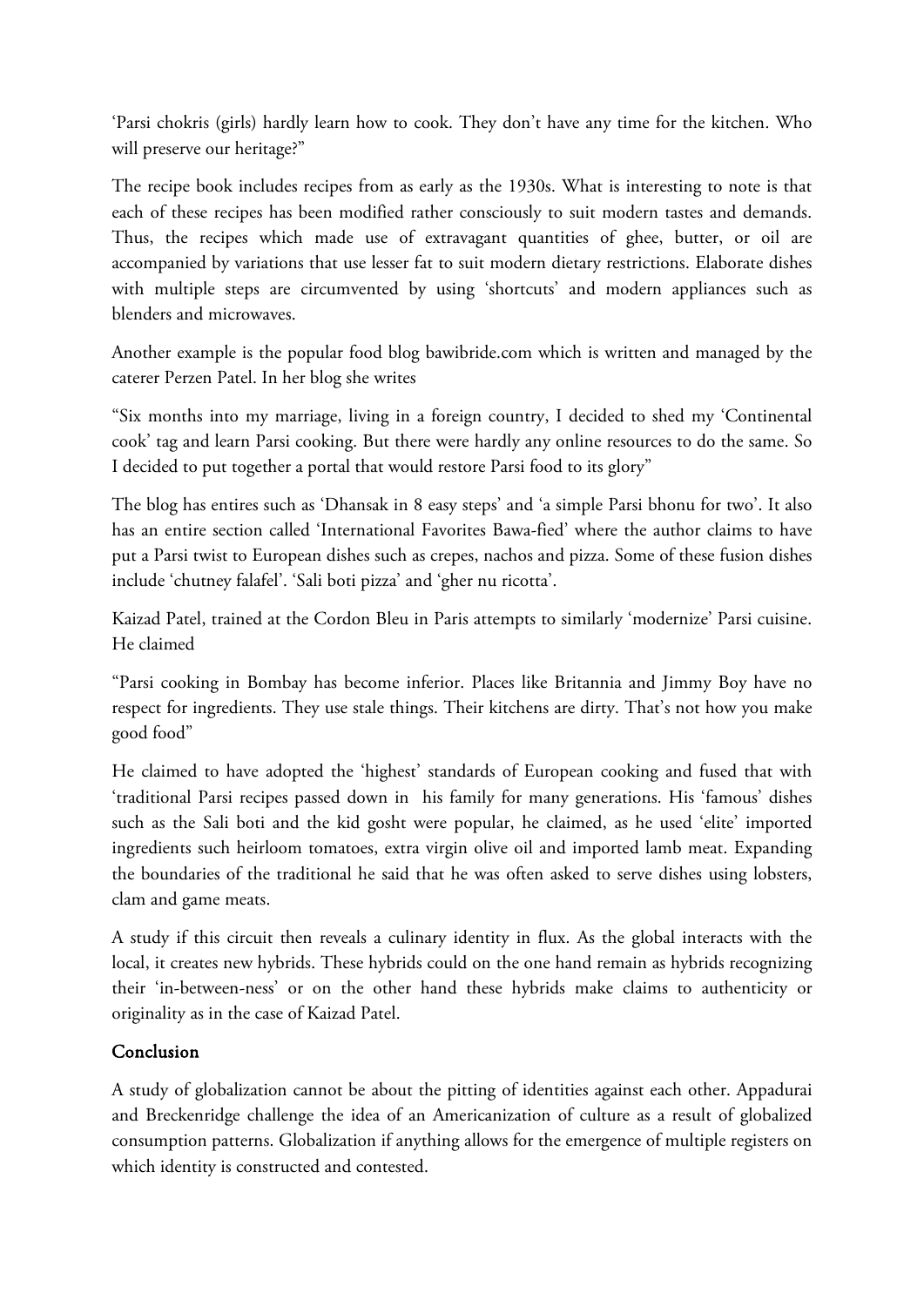'Parsi chokris (girls) hardly learn how to cook. They don't have any time for the kitchen. Who will preserve our heritage?"

The recipe book includes recipes from as early as the 1930s. What is interesting to note is that each of these recipes has been modified rather consciously to suit modern tastes and demands. Thus, the recipes which made use of extravagant quantities of ghee, butter, or oil are accompanied by variations that use lesser fat to suit modern dietary restrictions. Elaborate dishes with multiple steps are circumvented by using 'shortcuts' and modern appliances such as blenders and microwaves.

Another example is the popular food blog bawibride.com which is written and managed by the caterer Perzen Patel. In her blog she writes

"Six months into my marriage, living in a foreign country, I decided to shed my 'Continental cook' tag and learn Parsi cooking. But there were hardly any online resources to do the same. So I decided to put together a portal that would restore Parsi food to its glory"

The blog has entires such as 'Dhansak in 8 easy steps' and 'a simple Parsi bhonu for two'. It also has an entire section called 'International Favorites Bawa-fied' where the author claims to have put a Parsi twist to European dishes such as crepes, nachos and pizza. Some of these fusion dishes include 'chutney falafel'. 'Sali boti pizza' and 'gher nu ricotta'.

Kaizad Patel, trained at the Cordon Bleu in Paris attempts to similarly 'modernize' Parsi cuisine. He claimed

"Parsi cooking in Bombay has become inferior. Places like Britannia and Jimmy Boy have no respect for ingredients. They use stale things. Their kitchens are dirty. That's not how you make good food"

He claimed to have adopted the 'highest' standards of European cooking and fused that with 'traditional Parsi recipes passed down in his family for many generations. His 'famous' dishes such as the Sali boti and the kid gosht were popular, he claimed, as he used 'elite' imported ingredients such heirloom tomatoes, extra virgin olive oil and imported lamb meat. Expanding the boundaries of the traditional he said that he was often asked to serve dishes using lobsters, clam and game meats.

A study if this circuit then reveals a culinary identity in flux. As the global interacts with the local, it creates new hybrids. These hybrids could on the one hand remain as hybrids recognizing their 'in-between-ness' or on the other hand these hybrids make claims to authenticity or originality as in the case of Kaizad Patel.

## Conclusion

A study of globalization cannot be about the pitting of identities against each other. Appadurai and Breckenridge challenge the idea of an Americanization of culture as a result of globalized consumption patterns. Globalization if anything allows for the emergence of multiple registers on which identity is constructed and contested.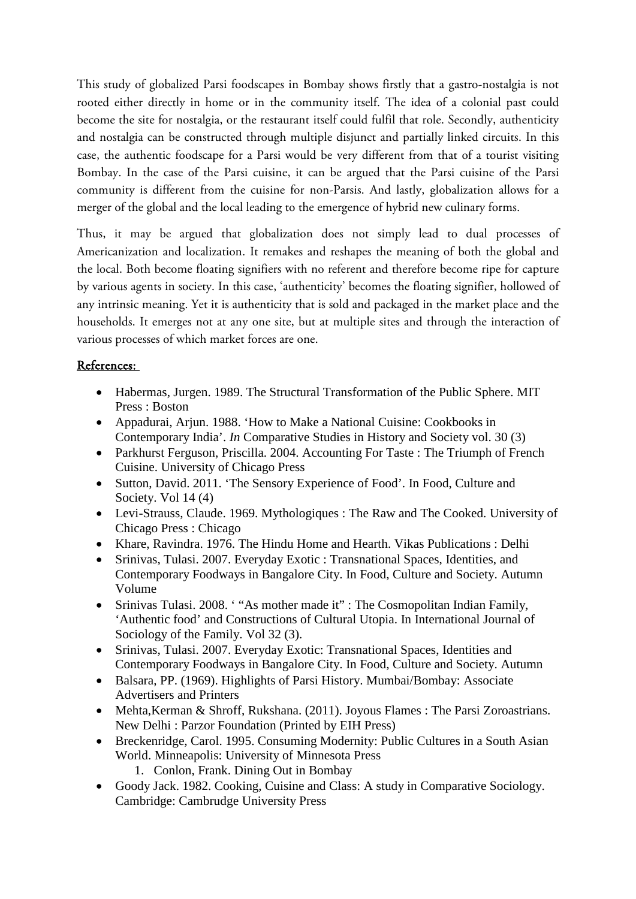This study of globalized Parsi foodscapes in Bombay shows firstly that a gastro-nostalgia is not rooted either directly in home or in the community itself. The idea of a colonial past could become the site for nostalgia, or the restaurant itself could fulfil that role. Secondly, authenticity and nostalgia can be constructed through multiple disjunct and partially linked circuits. In this case, the authentic foodscape for a Parsi would be very different from that of a tourist visiting Bombay. In the case of the Parsi cuisine, it can be argued that the Parsi cuisine of the Parsi community is different from the cuisine for non-Parsis. And lastly, globalization allows for a merger of the global and the local leading to the emergence of hybrid new culinary forms.

Thus, it may be argued that globalization does not simply lead to dual processes of Americanization and localization. It remakes and reshapes the meaning of both the global and the local. Both become floating signifiers with no referent and therefore become ripe for capture by various agents in society. In this case, 'authenticity' becomes the floating signifier, hollowed of any intrinsic meaning. Yet it is authenticity that is sold and packaged in the market place and the households. It emerges not at any one site, but at multiple sites and through the interaction of various processes of which market forces are one.

## References:

- Habermas, Jurgen. 1989. The Structural Transformation of the Public Sphere. MIT Press : Boston
- Appadurai, Arjun. 1988. 'How to Make a National Cuisine: Cookbooks in Contemporary India'. *In* Comparative Studies in History and Society vol. 30 (3)
- Parkhurst Ferguson, Priscilla. 2004. Accounting For Taste : The Triumph of French Cuisine. University of Chicago Press
- Sutton, David. 2011. 'The Sensory Experience of Food'. In Food, Culture and Society. Vol 14 (4)
- Levi-Strauss, Claude. 1969. Mythologiques : The Raw and The Cooked. University of Chicago Press : Chicago
- Khare, Ravindra. 1976. The Hindu Home and Hearth. Vikas Publications : Delhi
- Srinivas, Tulasi. 2007. Everyday Exotic : Transnational Spaces, Identities, and Contemporary Foodways in Bangalore City. In Food, Culture and Society. Autumn Volume
- Srinivas Tulasi. 2008. ' "As mother made it" : The Cosmopolitan Indian Family, 'Authentic food' and Constructions of Cultural Utopia. In International Journal of Sociology of the Family. Vol 32 (3).
- Srinivas, Tulasi. 2007. Everyday Exotic: Transnational Spaces, Identities and Contemporary Foodways in Bangalore City. In Food, Culture and Society. Autumn
- Balsara, PP. (1969). Highlights of Parsi History. Mumbai/Bombay: Associate Advertisers and Printers
- Mehta,Kerman & Shroff, Rukshana. (2011). Joyous Flames : The Parsi Zoroastrians. New Delhi : Parzor Foundation (Printed by EIH Press)
- Breckenridge, Carol. 1995. Consuming Modernity: Public Cultures in a South Asian World. Minneapolis: University of Minnesota Press
    1. Conlon, Frank. Dining Out in Bombay
- Goody Jack. 1982. Cooking, Cuisine and Class: A study in Comparative Sociology. Cambridge: Cambrudge University Press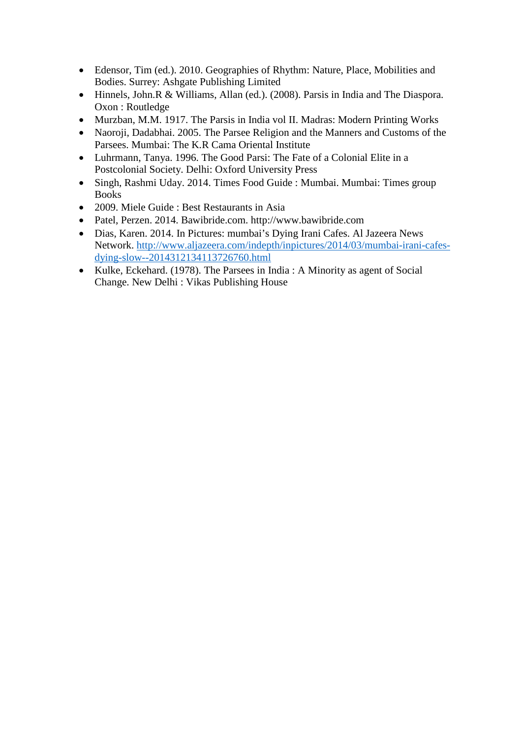- Edensor, Tim (ed.). 2010. Geographies of Rhythm: Nature, Place, Mobilities and Bodies. Surrey: Ashgate Publishing Limited
- Hinnels, John.R & Williams, Allan (ed.). (2008). Parsis in India and The Diaspora. Oxon : Routledge
- Murzban, M.M. 1917. The Parsis in India vol II. Madras: Modern Printing Works
- Naoroji, Dadabhai. 2005. The Parsee Religion and the Manners and Customs of the Parsees. Mumbai: The K.R Cama Oriental Institute
- Luhrmann, Tanya. 1996. The Good Parsi: The Fate of a Colonial Elite in a Postcolonial Society. Delhi: Oxford University Press
- Singh, Rashmi Uday. 2014. Times Food Guide : Mumbai. Mumbai: Times group Books
- 2009. Miele Guide : Best Restaurants in Asia
- Patel, Perzen. 2014. Bawibride.com. http://www.bawibride.com
- Dias, Karen. 2014. In Pictures: mumbai's Dying Irani Cafes. Al Jazeera News Network. http://www.aljazeera.com/indepth/inpictures/2014/03/mumbai-irani-cafes-dying-slow--2014312134113726760.html
- Kulke, Eckehard. (1978). The Parsees in India : A Minority as agent of Social Change. New Delhi : Vikas Publishing House